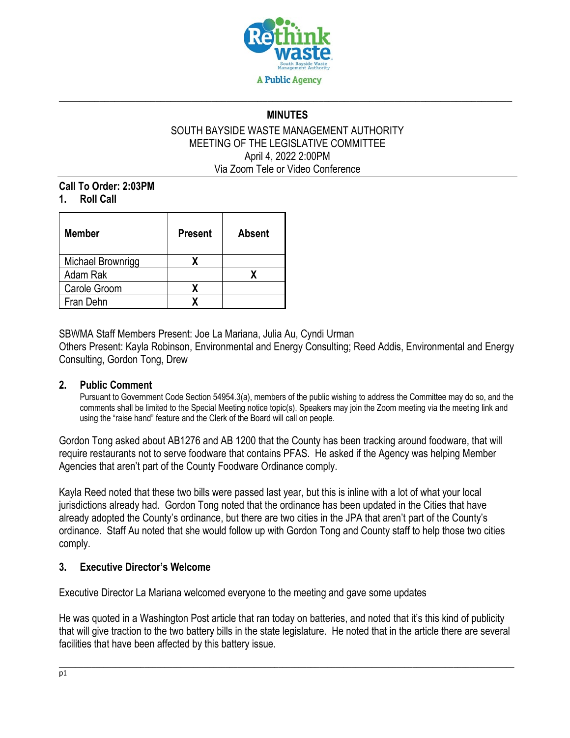# MINUTES

SOUTH BAYSIDE WASTE MANAGEMENT AUTHORITY
MEETING OF THE LEGISLATIVE COMMITTEE
April 4, 2022 2:00PM
Via Zoom Tele or Video Conference

**Call To Order: 2:03PM**

## 1. Roll Call

| Member | Present | Absent |
|---|---|---|
| Michael Brownrigg | X | |
| Adam Rak | | X |
| Carole Groom | X | |
| Fran Dehn | X | |

SBWMA Staff Members Present: Joe La Mariana, Julia Au, Cyndi Urman
Others Present: Kayla Robinson, Environmental and Energy Consulting; Reed Addis, Environmental and Energy Consulting, Gordon Tong, Drew

## 2. Public Comment

Pursuant to Government Code Section 54954.3(a), members of the public wishing to address the Committee may do so, and the comments shall be limited to the Special Meeting notice topic(s). Speakers may join the Zoom meeting via the meeting link and using the "raise hand" feature and the Clerk of the Board will call on people.

Gordon Tong asked about AB1276 and AB 1200 that the County has been tracking around foodware, that will require restaurants not to serve foodware that contains PFAS. He asked if the Agency was helping Member Agencies that aren't part of the County Foodware Ordinance comply.

Kayla Reed noted that these two bills were passed last year, but this is inline with a lot of what your local jurisdictions already had. Gordon Tong noted that the ordinance has been updated in the Cities that have already adopted the County's ordinance, but there are two cities in the JPA that aren't part of the County's ordinance. Staff Au noted that she would follow up with Gordon Tong and County staff to help those two cities comply.

## 3. Executive Director's Welcome

Executive Director La Mariana welcomed everyone to the meeting and gave some updates

He was quoted in a Washington Post article that ran today on batteries, and noted that it's this kind of publicity that will give traction to the two battery bills in the state legislature. He noted that in the article there are several facilities that have been affected by this battery issue.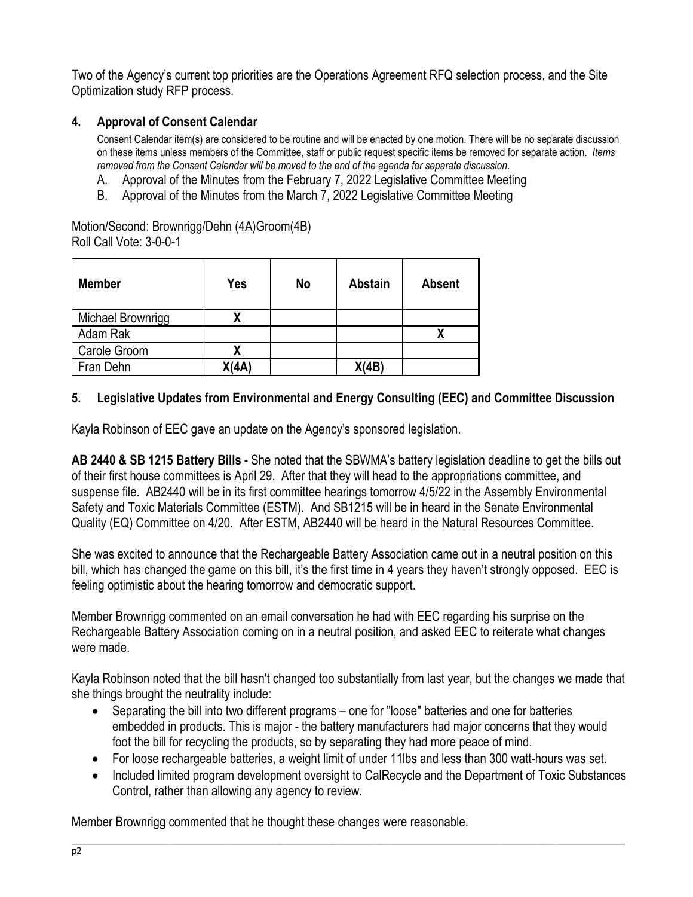Two of the Agency's current top priorities are the Operations Agreement RFQ selection process, and the Site Optimization study RFP process.

## 4. Approval of Consent Calendar

Consent Calendar item(s) are considered to be routine and will be enacted by one motion. There will be no separate discussion on these items unless members of the Committee, staff or public request specific items be removed for separate action. *Items removed from the Consent Calendar will be moved to the end of the agenda for separate discussion.*

A. Approval of the Minutes from the February 7, 2022 Legislative Committee Meeting
B. Approval of the Minutes from the March 7, 2022 Legislative Committee Meeting

Motion/Second: Brownrigg/Dehn (4A)Groom(4B)
Roll Call Vote: 3-0-0-1

| Member | Yes | No | Abstain | Absent |
|---|---|---|---|---|
| Michael Brownrigg | X | | | |
| Adam Rak | | | | X |
| Carole Groom | X | | | |
| Fran Dehn | X(4A) | | X(4B) | |

## 5. Legislative Updates from Environmental and Energy Consulting (EEC) and Committee Discussion

Kayla Robinson of EEC gave an update on the Agency's sponsored legislation.

**AB 2440 & SB 1215 Battery Bills** - She noted that the SBWMA's battery legislation deadline to get the bills out of their first house committees is April 29. After that they will head to the appropriations committee, and suspense file. AB2440 will be in its first committee hearings tomorrow 4/5/22 in the Assembly Environmental Safety and Toxic Materials Committee (ESTM). And SB1215 will be in heard in the Senate Environmental Quality (EQ) Committee on 4/20. After ESTM, AB2440 will be heard in the Natural Resources Committee.

She was excited to announce that the Rechargeable Battery Association came out in a neutral position on this bill, which has changed the game on this bill, it's the first time in 4 years they haven't strongly opposed. EEC is feeling optimistic about the hearing tomorrow and democratic support.

Member Brownrigg commented on an email conversation he had with EEC regarding his surprise on the Rechargeable Battery Association coming on in a neutral position, and asked EEC to reiterate what changes were made.

Kayla Robinson noted that the bill hasn't changed too substantially from last year, but the changes we made that she things brought the neutrality include:

- Separating the bill into two different programs – one for "loose" batteries and one for batteries embedded in products. This is major - the battery manufacturers had major concerns that they would foot the bill for recycling the products, so by separating they had more peace of mind.
- For loose rechargeable batteries, a weight limit of under 11lbs and less than 300 watt-hours was set.
- Included limited program development oversight to CalRecycle and the Department of Toxic Substances Control, rather than allowing any agency to review.

Member Brownrigg commented that he thought these changes were reasonable.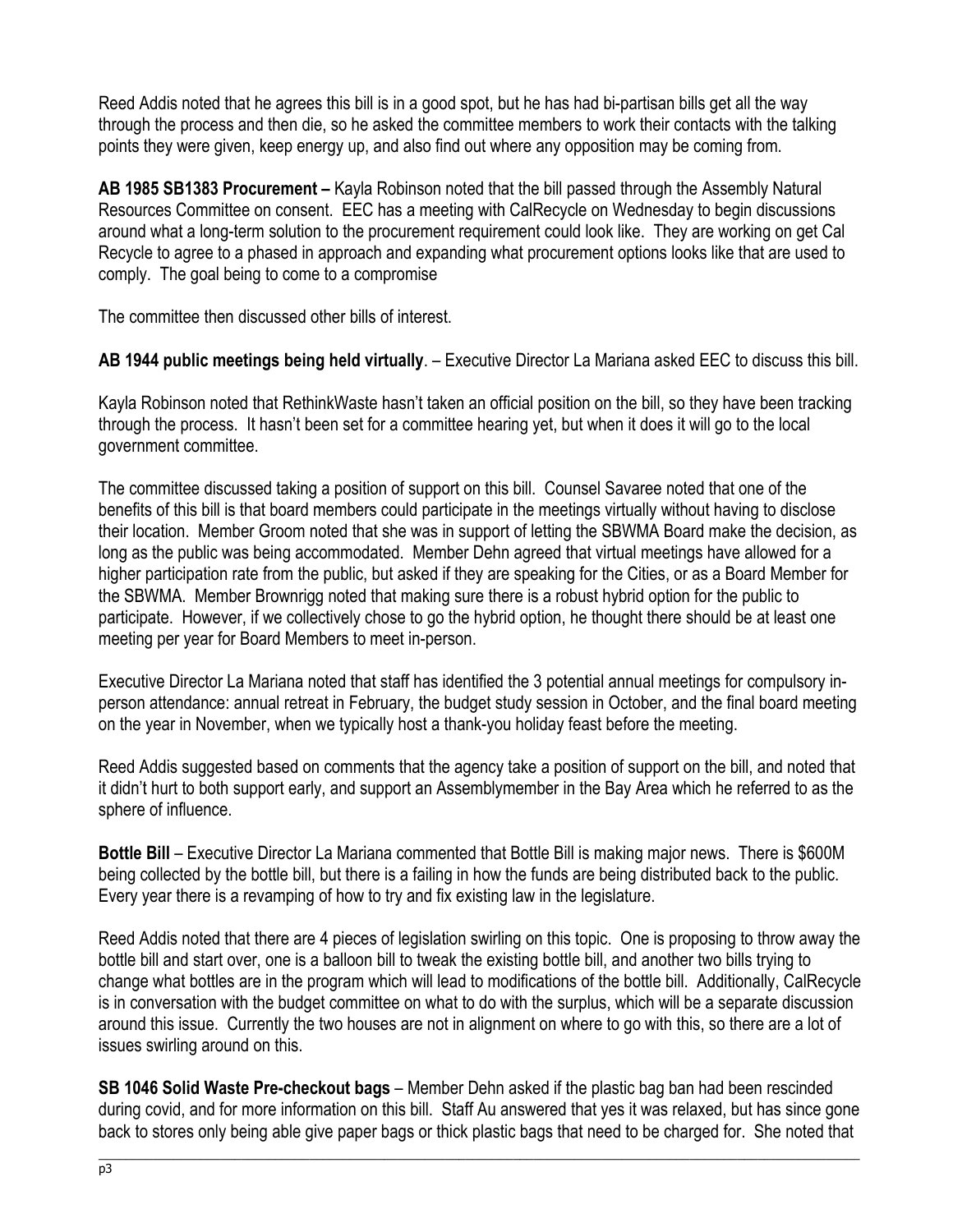Reed Addis noted that he agrees this bill is in a good spot, but he has had bi-partisan bills get all the way through the process and then die, so he asked the committee members to work their contacts with the talking points they were given, keep energy up, and also find out where any opposition may be coming from.

**AB 1985 SB1383 Procurement –** Kayla Robinson noted that the bill passed through the Assembly Natural Resources Committee on consent. EEC has a meeting with CalRecycle on Wednesday to begin discussions around what a long-term solution to the procurement requirement could look like. They are working on get Cal Recycle to agree to a phased in approach and expanding what procurement options looks like that are used to comply. The goal being to come to a compromise

The committee then discussed other bills of interest.

**AB 1944 public meetings being held virtually**. – Executive Director La Mariana asked EEC to discuss this bill.

Kayla Robinson noted that RethinkWaste hasn't taken an official position on the bill, so they have been tracking through the process. It hasn't been set for a committee hearing yet, but when it does it will go to the local government committee.

The committee discussed taking a position of support on this bill. Counsel Savaree noted that one of the benefits of this bill is that board members could participate in the meetings virtually without having to disclose their location. Member Groom noted that she was in support of letting the SBWMA Board make the decision, as long as the public was being accommodated. Member Dehn agreed that virtual meetings have allowed for a higher participation rate from the public, but asked if they are speaking for the Cities, or as a Board Member for the SBWMA. Member Brownrigg noted that making sure there is a robust hybrid option for the public to participate. However, if we collectively chose to go the hybrid option, he thought there should be at least one meeting per year for Board Members to meet in-person.

Executive Director La Mariana noted that staff has identified the 3 potential annual meetings for compulsory in-person attendance: annual retreat in February, the budget study session in October, and the final board meeting on the year in November, when we typically host a thank-you holiday feast before the meeting.

Reed Addis suggested based on comments that the agency take a position of support on the bill, and noted that it didn't hurt to both support early, and support an Assemblymember in the Bay Area which he referred to as the sphere of influence.

**Bottle Bill** – Executive Director La Mariana commented that Bottle Bill is making major news. There is $600M being collected by the bottle bill, but there is a failing in how the funds are being distributed back to the public. Every year there is a revamping of how to try and fix existing law in the legislature.

Reed Addis noted that there are 4 pieces of legislation swirling on this topic. One is proposing to throw away the bottle bill and start over, one is a balloon bill to tweak the existing bottle bill, and another two bills trying to change what bottles are in the program which will lead to modifications of the bottle bill. Additionally, CalRecycle is in conversation with the budget committee on what to do with the surplus, which will be a separate discussion around this issue. Currently the two houses are not in alignment on where to go with this, so there are a lot of issues swirling around on this.

**SB 1046 Solid Waste Pre-checkout bags** – Member Dehn asked if the plastic bag ban had been rescinded during covid, and for more information on this bill. Staff Au answered that yes it was relaxed, but has since gone back to stores only being able give paper bags or thick plastic bags that need to be charged for. She noted that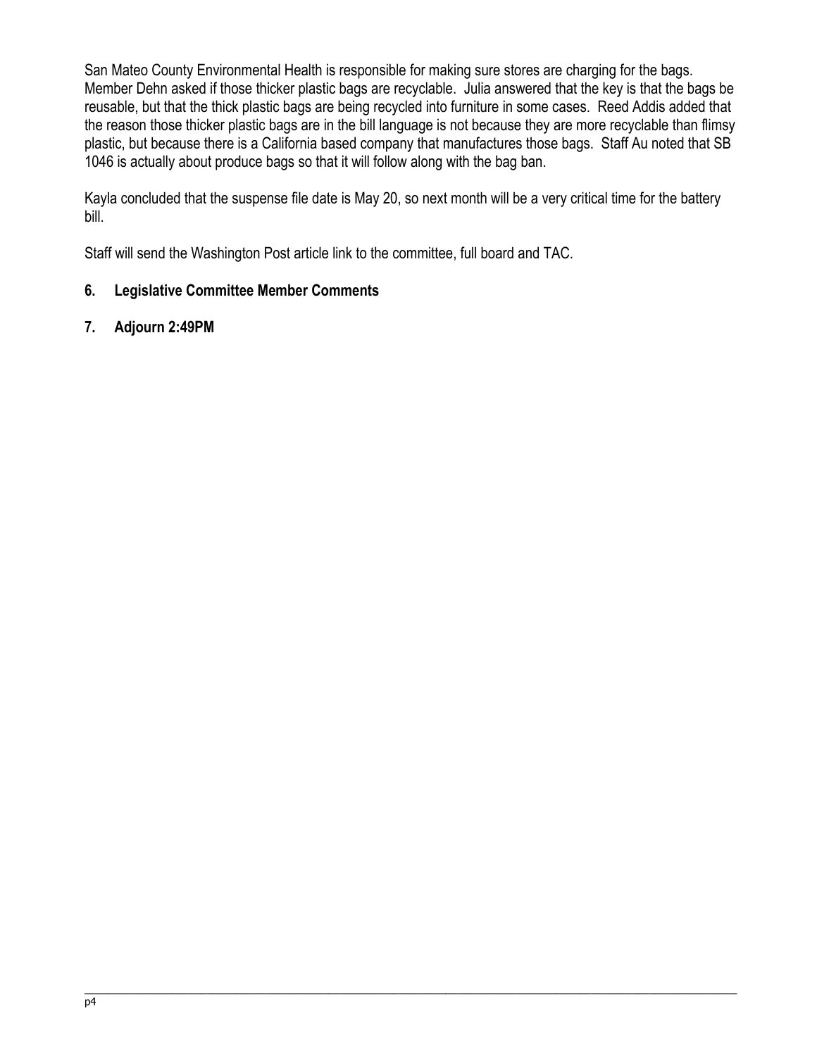San Mateo County Environmental Health is responsible for making sure stores are charging for the bags. Member Dehn asked if those thicker plastic bags are recyclable. Julia answered that the key is that the bags be reusable, but that the thick plastic bags are being recycled into furniture in some cases. Reed Addis added that the reason those thicker plastic bags are in the bill language is not because they are more recyclable than flimsy plastic, but because there is a California based company that manufactures those bags. Staff Au noted that SB 1046 is actually about produce bags so that it will follow along with the bag ban.

Kayla concluded that the suspense file date is May 20, so next month will be a very critical time for the battery bill.

Staff will send the Washington Post article link to the committee, full board and TAC.

**6. Legislative Committee Member Comments**

**7. Adjourn 2:49PM**